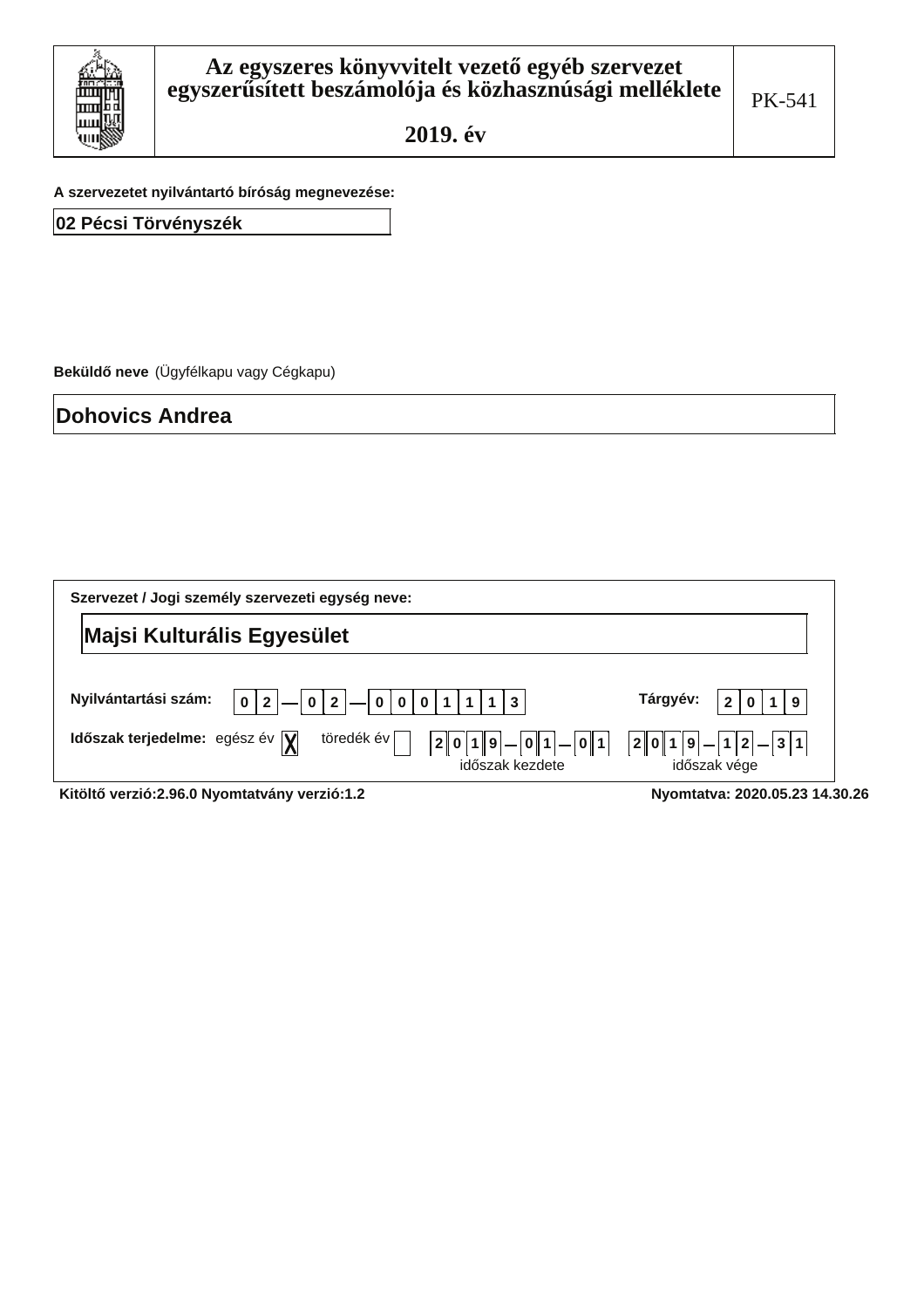| | Az egyszeres könyvvitelt vezető egyéb szervezet egyszerűsített beszámolója és közhasznúsági melléklete<br><br>2019. év | PK-541 |
|---|---|---|

**A szervezetet nyilvántartó bíróság megnevezése:**

02 Pécsi Törvényszék

**Beküldő neve** (Ügyfélkapu vagy Cégkapu)

Dohovics Andrea

**Szervezet / Jogi személy szervezeti egység neve:**

Majsi Kulturális Egyesület

**Nyilvántartási szám:** 02 — 02 — 0001113    **Tárgyév:** 2019

**Időszak terjedelme:** egész év [X]   töredék év [ ]   2019 — 01 — 01 (időszak kezdete)   2019 — 12 — 31 (időszak vége)

Kitöltő verzió:2.96.0 Nyomtatvány verzió:1.2    Nyomtatva: 2020.05.23 14.30.26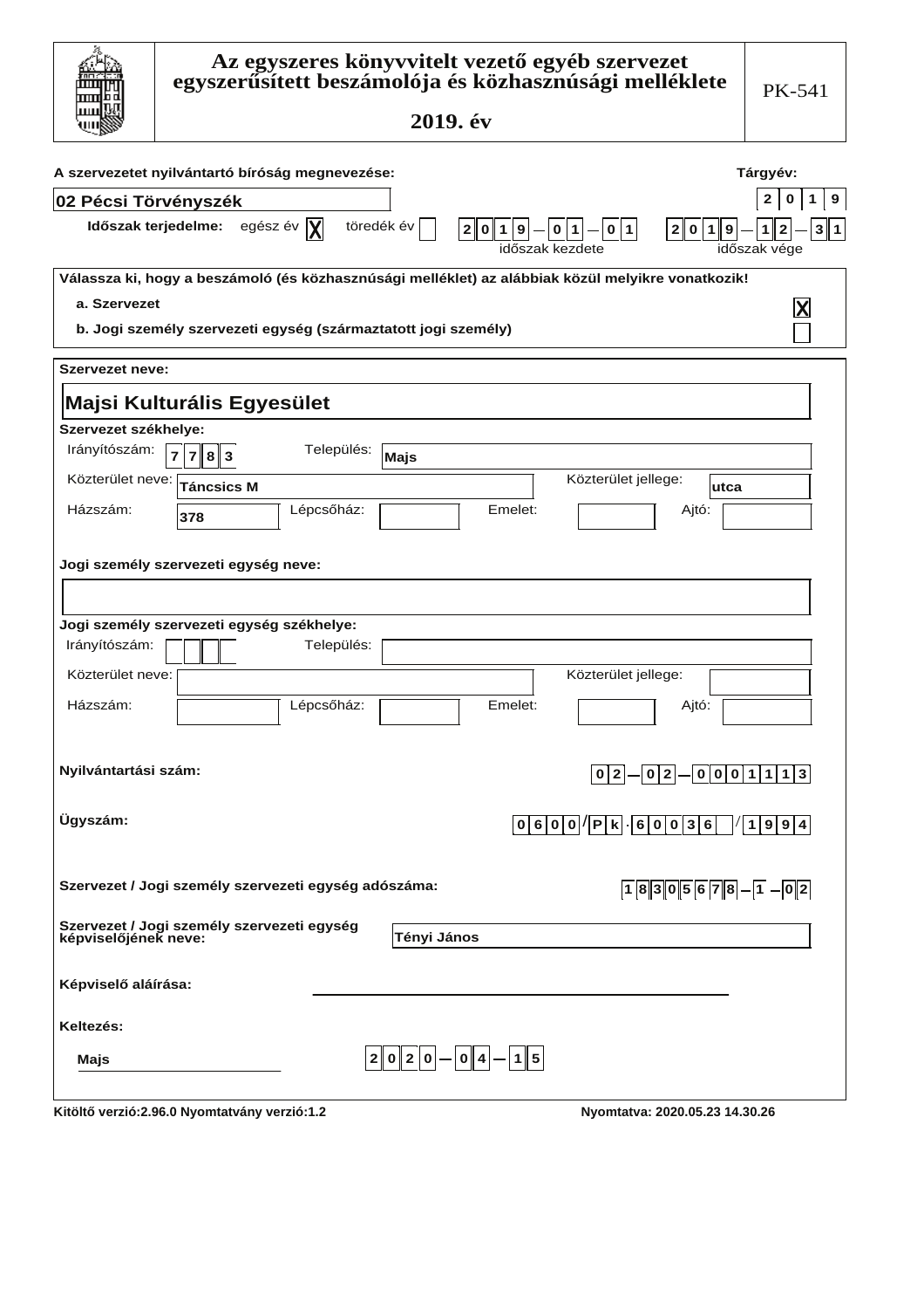# Az egyszeres könyvvitelt vezető egyéb szervezet egyszerűsített beszámolója és közhasznúsági melléklete

## 2019. év

PK-541

**A szervezetet nyilvántartó bíróság megnevezése:** 02 Pécsi Törvényszék

**Tárgyév:** 2019

**Időszak terjedelme:** egész év [X] töredék év [ ]

időszak kezdete: 2019-01-01 időszak vége: 2019-12-31

**Válassza ki, hogy a beszámoló (és közhasznúsági melléklet) az alábbiak közül melyikre vonatkozik!**

- **a. Szervezet** [X]
- **b. Jogi személy szervezeti egység (származtatott jogi személy)** [ ]

**Szervezet neve:**

**Majsi Kulturális Egyesület**

**Szervezet székhelye:**

Irányítószám: 7783 Település: Majs

Közterület neve: Táncsics M Közterület jellege: utca

Házszám: 378 Lépcsőház: Emelet: Ajtó:

**Jogi személy szervezeti egység neve:**

**Jogi személy szervezeti egység székhelye:**

Irányítószám: Település:

Közterület neve: Közterület jellege:

Házszám: Lépcsőház: Emelet: Ajtó:

**Nyilvántartási szám:** 02-02-0001113

**Ügyszám:** 0600/Pk.60036/1994

**Szervezet / Jogi személy szervezeti egység adószáma:** 18305678-1-02

**Szervezet / Jogi személy szervezeti egység képviselőjének neve:** Tényi János

**Képviselő aláírása:**

**Keltezés:**

Majs 2020-04-15

Kitöltő verzió:2.96.0 Nyomtatvány verzió:1.2 Nyomtatva: 2020.05.23 14.30.26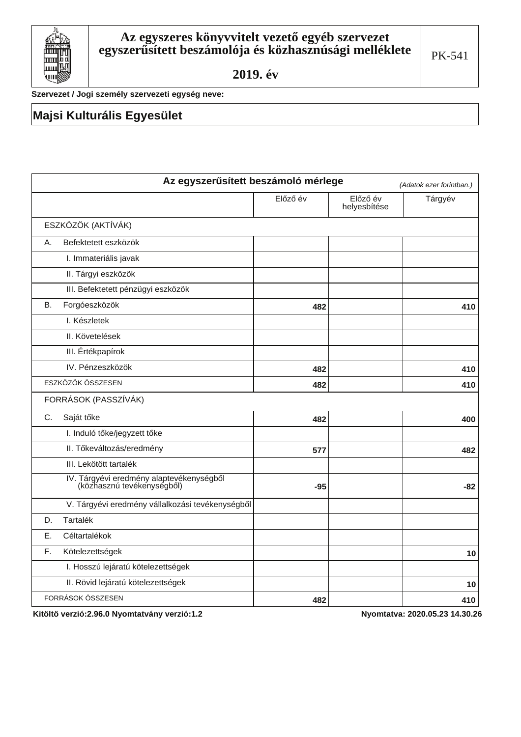# Az egyszeres könyvvitelt vezető egyéb szervezet egyszerűsített beszámolója és közhasznúsági melléklete

## 2019. év

PK-541

**Szervezet / Jogi személy szervezeti egység neve:**

**Majsi Kulturális Egyesület**

### Az egyszerűsített beszámoló mérlege

*(Adatok ezer forintban.)*

| | Előző év | Előző év helyesbítése | Tárgyév |
|---|---|---|---|
| ESZKÖZÖK (AKTÍVÁK) | | | |
| A. Befektetett eszközök | | | |
| I. Immateriális javak | | | |
| II. Tárgyi eszközök | | | |
| III. Befektetett pénzügyi eszközök | | | |
| B. Forgóeszközök | 482 | | 410 |
| I. Készletek | | | |
| II. Követelések | | | |
| III. Értékpapírok | | | |
| IV. Pénzeszközök | 482 | | 410 |
| ESZKÖZÖK ÖSSZESEN | 482 | | 410 |
| FORRÁSOK (PASSZÍVÁK) | | | |
| C. Saját tőke | 482 | | 400 |
| I. Induló tőke/jegyzett tőke | | | |
| II. Tőkeváltozás/eredmény | 577 | | 482 |
| III. Lekötött tartalék | | | |
| IV. Tárgyévi eredmény alaptevékenységből (közhasznú tevékenységből) | -95 | | -82 |
| V. Tárgyévi eredmény vállalkozási tevékenységből | | | |
| D. Tartalék | | | |
| E. Céltartalékok | | | |
| F. Kötelezettségek | | | 10 |
| I. Hosszú lejáratú kötelezettségek | | | |
| II. Rövid lejáratú kötelezettségek | | | 10 |
| FORRÁSOK ÖSSZESEN | 482 | | 410 |

Kitöltő verzió:2.96.0 Nyomtatvány verzió:1.2 Nyomtatva: 2020.05.23 14.30.26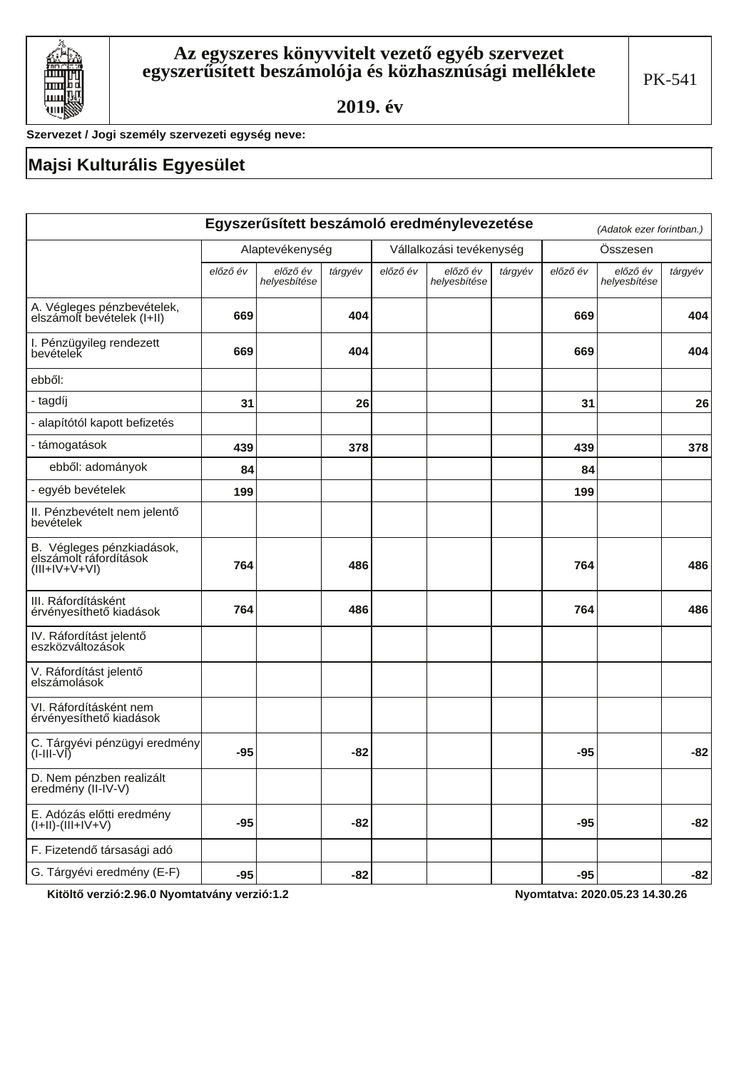# Az egyszeres könyvvitelt vezető egyéb szervezet egyszerűsített beszámolója és közhasznúsági melléklete

## 2019. év

PK-541

**Szervezet / Jogi személy szervezeti egység neve:**

**Majsi Kulturális Egyesület**

### Egyszerűsített beszámoló eredménylevezetése

*(Adatok ezer forintban.)*

| | Alaptevékenység | | | Vállalkozási tevékenység | | | Összesen | | |
|---|---|---|---|---|---|---|---|---|---|
| | *előző év* | *előző év helyesbítése* | *tárgyév* | *előző év* | *előző év helyesbítése* | *tárgyév* | *előző év* | *előző év helyesbítése* | *tárgyév* |
| A. Végleges pénzbevételek, elszámolt bevételek (I+II) | **669** | | **404** | | | | **669** | | **404** |
| I. Pénzügyileg rendezett bevételek | **669** | | **404** | | | | **669** | | **404** |
| ebből: | | | | | | | | | |
| - tagdíj | **31** | | **26** | | | | **31** | | **26** |
| - alapítótól kapott befizetés | | | | | | | | | |
| - támogatások | **439** | | **378** | | | | **439** | | **378** |
| ebből: adományok | **84** | | | | | | **84** | | |
| - egyéb bevételek | **199** | | | | | | **199** | | |
| II. Pénzbevételt nem jelentő bevételek | | | | | | | | | |
| B. Végleges pénzkiadások, elszámolt ráfordítások (III+IV+V+VI) | **764** | | **486** | | | | **764** | | **486** |
| III. Ráfordításként érvényesíthető kiadások | **764** | | **486** | | | | **764** | | **486** |
| IV. Ráfordítást jelentő eszközváltozások | | | | | | | | | |
| V. Ráfordítást jelentő elszámolások | | | | | | | | | |
| VI. Ráfordításként nem érvényesíthető kiadások | | | | | | | | | |
| C. Tárgyévi pénzügyi eredmény (I-III-VI) | **-95** | | **-82** | | | | **-95** | | **-82** |
| D. Nem pénzben realizált eredmény (II-IV-V) | | | | | | | | | |
| E. Adózás előtti eredmény (I+II)-(III+IV+V) | **-95** | | **-82** | | | | **-95** | | **-82** |
| F. Fizetendő társasági adó | | | | | | | | | |
| G. Tárgyévi eredmény (E-F) | **-95** | | **-82** | | | | **-95** | | **-82** |

**Kitöltő verzió:2.96.0 Nyomtatvány verzió:1.2** **Nyomtatva: 2020.05.23 14.30.26**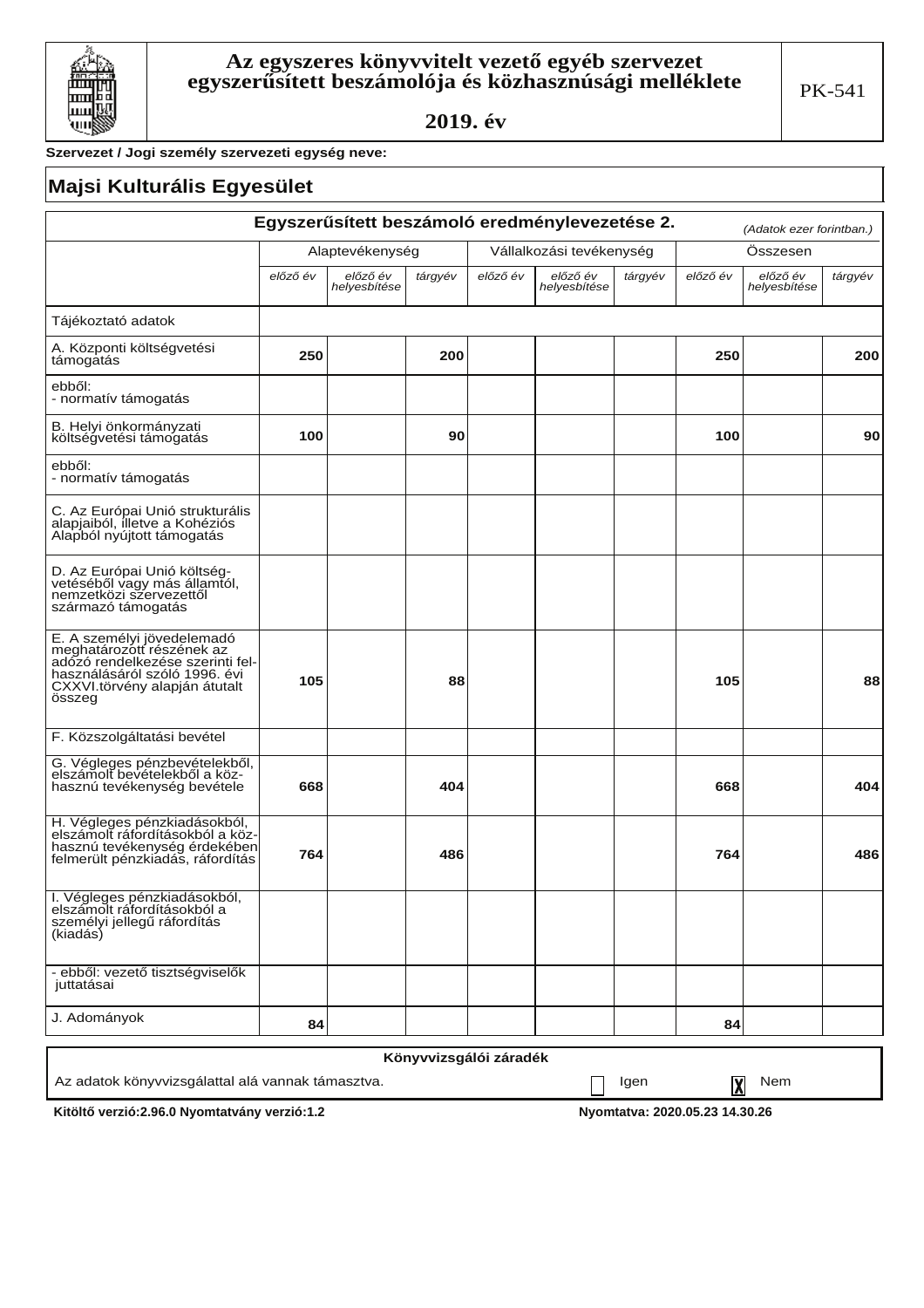# Az egyszeres könyvvitelt vezető egyéb szervezet egyszerűsített beszámolója és közhasznúsági melléklete

## 2019. év

PK-541

**Szervezet / Jogi személy szervezeti egység neve:**

## Majsi Kulturális Egyesület

### Egyszerűsített beszámoló eredménylevezetése 2.

*(Adatok ezer forintban.)*

| | Alaptevékenység | | | Vállalkozási tevékenység | | | Összesen | | |
|---|---|---|---|---|---|---|---|---|---|
| | *előző év* | *előző év helyesbítése* | *tárgyév* | *előző év* | *előző év helyesbítése* | *tárgyév* | *előző év* | *előző év helyesbítése* | *tárgyév* |
| Tájékoztató adatok | | | | | | | | | |
| A. Központi költségvetési támogatás | 250 | | 200 | | | | 250 | | 200 |
| ebből: - normatív támogatás | | | | | | | | | |
| B. Helyi önkormányzati költségvetési támogatás | 100 | | 90 | | | | 100 | | 90 |
| ebből: - normatív támogatás | | | | | | | | | |
| C. Az Európai Unió strukturális alapjaiból, illetve a Kohéziós Alapból nyújtott támogatás | | | | | | | | | |
| D. Az Európai Unió költségvetéséből vagy más államtól, nemzetközi szervezettől származó támogatás | | | | | | | | | |
| E. A személyi jövedelemadó meghatározott részének az adózó rendelkezése szerinti felhasználásáról szóló 1996. évi CXXVI.törvény alapján átutalt összeg | 105 | | 88 | | | | 105 | | 88 |
| F. Közszolgáltatási bevétel | | | | | | | | | |
| G. Végleges pénzbevételekből, elszámolt bevételekből a közhasznú tevékenység bevétele | 668 | | 404 | | | | 668 | | 404 |
| H. Végleges pénzkiadásokból, elszámolt ráfordításokból a közhasznú tevékenység érdekében felmerült pénzkiadás, ráfordítás | 764 | | 486 | | | | 764 | | 486 |
| I. Végleges pénzkiadásokból, elszámolt ráfordításokból a személyi jellegű ráfordítás (kiadás) | | | | | | | | | |
| - ebből: vezető tisztségviselők juttatásai | | | | | | | | | |
| J. Adományok | 84 | | | | | | 84 | | |

**Könyvvizsgálói záradék**

Az adatok könyvvizsgálattal alá vannak támasztva. ☐ Igen ☒ Nem

**Kitöltő verzió:2.96.0 Nyomtatvány verzió:1.2** **Nyomtatva: 2020.05.23 14.30.26**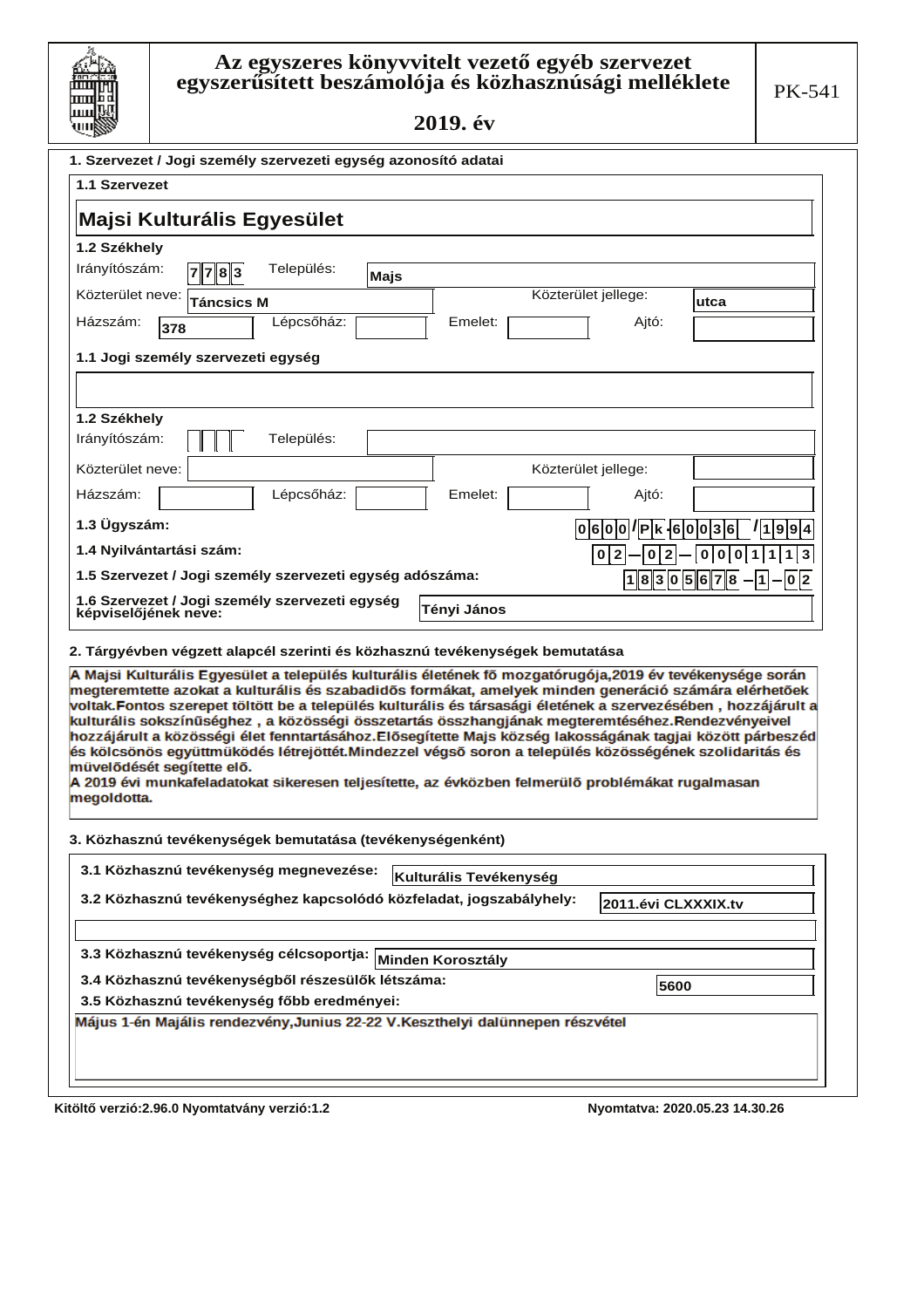# Az egyszeres könyvvitelt vezető egyéb szervezet egyszerűsített beszámolója és közhasznúsági melléklete

**2019. év**

PK-541

## 1. Szervezet / Jogi személy szervezeti egység azonosító adatai

### 1.1 Szervezet

**Majsi Kulturális Egyesület**

### 1.2 Székhely

Irányítószám: 7783 Település: Majs

Közterület neve: Táncsics M Közterület jellege: utca

Házszám: 378 Lépcsőház: Emelet: Ajtó:

### 1.1 Jogi személy szervezeti egység

### 1.2 Székhely

Irányítószám: Település:

Közterület neve: Közterület jellege:

Házszám: Lépcsőház: Emelet: Ajtó:

**1.3 Ügyszám:** 0600/Pk-60036/1994

**1.4 Nyilvántartási szám:** 02-02-0001113

**1.5 Szervezet / Jogi személy szervezeti egység adószáma:** 18305678-1-02

**1.6 Szervezet / Jogi személy szervezeti egység képviselőjének neve:** Tényi János

## 2. Tárgyévben végzett alapcél szerinti és közhasznú tevékenységek bemutatása

A Majsi Kulturális Egyesület a település kulturális életének fő mozgatórugója,2019 év tevékenysége során megteremtette azokat a kulturális és szabadidős formákat, amelyek minden generáció számára elérhetőek voltak.Fontos szerepet töltött be a település kulturális és társasági életének a szervezésében , hozzájárult a kulturális sokszínűséghez , a közösségi összetartás összhangjának megteremtéséhez.Rendezvényeivel hozzájárult a közösségi élet fenntartásához.Elősegítette Majs község lakosságának tagjai között párbeszéd és kölcsönös együttműködés létrejöttét.Mindezzel végső soron a település közösségének szolidaritás és művelődését segítette elő.
A 2019 évi munkafeladatokat sikeresen teljesítette, az évközben felmerülő problémákat rugalmasan megoldotta.

## 3. Közhasznú tevékenységek bemutatása (tevékenységenként)

**3.1 Közhasznú tevékenység megnevezése:** Kulturális Tevékenység

**3.2 Közhasznú tevékenységhez kapcsolódó közfeladat, jogszabályhely:** 2011.évi CLXXXIX.tv

**3.3 Közhasznú tevékenység célcsoportja:** Minden Korosztály

**3.4 Közhasznú tevékenységből részesülők létszáma:** 5600

**3.5 Közhasznú tevékenység főbb eredményei:**

Május 1-én Majális rendezvény,Junius 22-22 V.Keszthelyi dalünnepen részvétel

Kitöltő verzió:2.96.0 Nyomtatvány verzió:1.2 Nyomtatva: 2020.05.23 14.30.26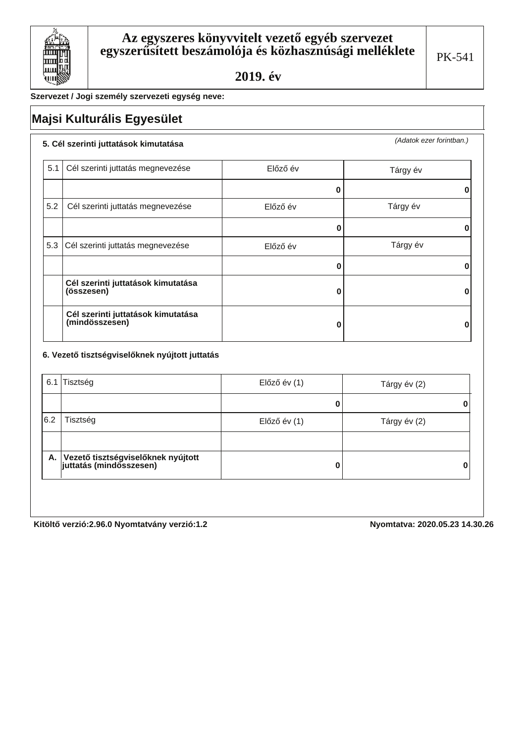# Az egyszeres könyvvitelt vezető egyéb szervezet egyszerűsített beszámolója és közhasznúsági melléklete

## 2019. év

PK-541

**Szervezet / Jogi személy szervezeti egység neve:**

## Majsi Kulturális Egyesület

**5. Cél szerinti juttatások kimutatása**

*(Adatok ezer forintban.)*

| | | | |
|---|---|---|---|
| 5.1 | Cél szerinti juttatás megnevezése | Előző év | Tárgy év |
| | | 0 | 0 |
| 5.2 | Cél szerinti juttatás megnevezése | Előző év | Tárgy év |
| | | 0 | 0 |
| 5.3 | Cél szerinti juttatás megnevezése | Előző év | Tárgy év |
| | | 0 | 0 |
| | **Cél szerinti juttatások kimutatása (összesen)** | 0 | 0 |
| | **Cél szerinti juttatások kimutatása (mindösszesen)** | 0 | 0 |

**6. Vezető tisztségviselőknek nyújtott juttatás**

| | | | |
|---|---|---|---|
| 6.1 | Tisztség | Előző év (1) | Tárgy év (2) |
| | | 0 | 0 |
| 6.2 | Tisztség | Előző év (1) | Tárgy év (2) |
| | | | |
| **A.** | **Vezető tisztségviselőknek nyújtott juttatás (mindösszesen)** | 0 | 0 |

**Kitöltő verzió:2.96.0 Nyomtatvány verzió:1.2** **Nyomtatva: 2020.05.23 14.30.26**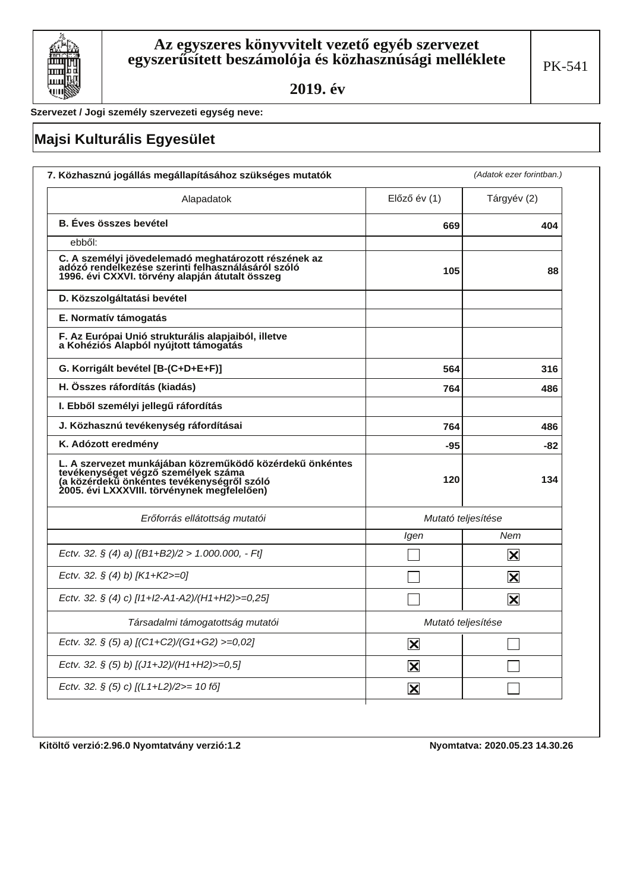# Az egyszeres könyvvitelt vezető egyéb szervezet egyszerűsített beszámolója és közhasznúsági melléklete

**2019. év**

PK-541

**Szervezet / Jogi személy szervezeti egység neve:**

## Majsi Kulturális Egyesület

**7. Közhasznú jogállás megállapításához szükséges mutatók** *(Adatok ezer forintban.)*

| Alapadatok | Előző év (1) | Tárgyév (2) |
|---|---|---|
| **B. Éves összes bevétel** | **669** | **404** |
| ebből: | | |
| **C. A személyi jövedelemadó meghatározott részének az adózó rendelkezése szerinti felhasználásáról szóló 1996. évi CXXVI. törvény alapján átutalt összeg** | **105** | **88** |
| **D. Közszolgáltatási bevétel** | | |
| **E. Normatív támogatás** | | |
| **F. Az Európai Unió strukturális alapjaiból, illetve a Kohéziós Alapból nyújtott támogatás** | | |
| **G. Korrigált bevétel [B-(C+D+E+F)]** | **564** | **316** |
| **H. Összes ráfordítás (kiadás)** | **764** | **486** |
| **I. Ebből személyi jellegű ráfordítás** | | |
| **J. Közhasznú tevékenység ráfordításai** | **764** | **486** |
| **K. Adózott eredmény** | **-95** | **-82** |
| **L. A szervezet munkájában közreműködő közérdekű önkéntes tevékenységet végző személyek száma (a közérdekű önkéntes tevékenységről szóló 2005. évi LXXXVIII. törvénynek megfelelően)** | **120** | **134** |

| *Erőforrás ellátottság mutatói* | *Mutató teljesítése* | |
|---|---|---|
| | *Igen* | *Nem* |
| *Ectv. 32. § (4) a) [(B1+B2)/2 > 1.000.000, - Ft]* | ☐ | ☒ |
| *Ectv. 32. § (4) b) [K1+K2>=0]* | ☐ | ☒ |
| *Ectv. 32. § (4) c) [I1+I2-A1-A2)/(H1+H2)>=0,25]* | ☐ | ☒ |
| *Társadalmi támogatottság mutatói* | *Mutató teljesítése* | |
| *Ectv. 32. § (5) a) [(C1+C2)/(G1+G2) >=0,02]* | ☒ | ☐ |
| *Ectv. 32. § (5) b) [(J1+J2)/(H1+H2)>=0,5]* | ☒ | ☐ |
| *Ectv. 32. § (5) c) [(L1+L2)/2>= 10 fő]* | ☒ | ☐ |

**Kitöltő verzió:2.96.0 Nyomtatvány verzió:1.2** **Nyomtatva: 2020.05.23 14.30.26**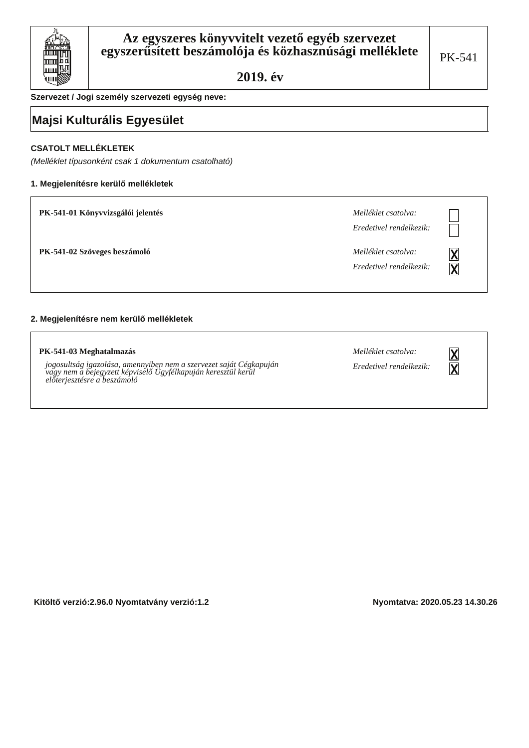# Az egyszeres könyvvitelt vezető egyéb szervezet egyszerűsített beszámolója és közhasznúsági melléklete

**2019. év**

PK-541

**Szervezet / Jogi személy szervezeti egység neve:**

## Majsi Kulturális Egyesület

**CSATOLT MELLÉKLETEK**

*(Melléklet típusonként csak 1 dokumentum csatolható)*

**1. Megjelenítésre kerülő mellékletek**

| | | |
|---|---|---|
| **PK-541-01 Könyvvizsgálói jelentés** | *Melléklet csatolva:* | ☐ |
| | *Eredetivel rendelkezik:* | ☐ |
| **PK-541-02 Szöveges beszámoló** | *Melléklet csatolva:* | X |
| | *Eredetivel rendelkezik:* | X |

**2. Megjelenítésre nem kerülő mellékletek**

| | | |
|---|---|---|
| **PK-541-03 Meghatalmazás** | *Melléklet csatolva:* | X |
| *jogosultság igazolása, amennyiben nem a szervezet saját Cégkapuján vagy nem a bejegyzett képviselő Ügyfélkapuján keresztül kerül előterjesztésre a beszámoló* | *Eredetivel rendelkezik:* | X |

Kitöltő verzió:2.96.0 Nyomtatvány verzió:1.2

Nyomtatva: 2020.05.23 14.30.26